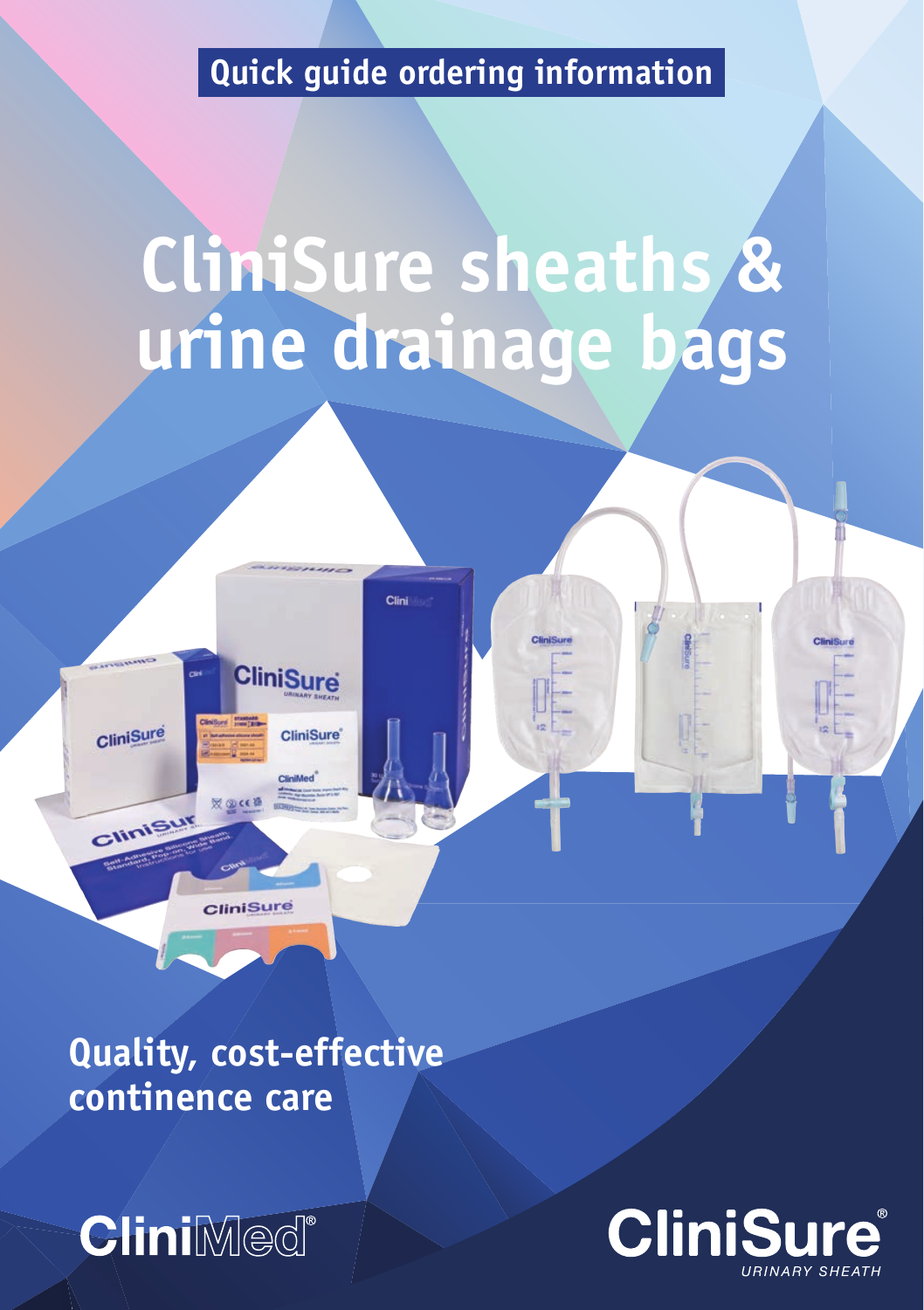Quick guide ordering information

# CliniSure sheaths & urine drainage bags

## Quality, cost-effective continence care

CliniMed®

CliniSure®
URINARY SHEATH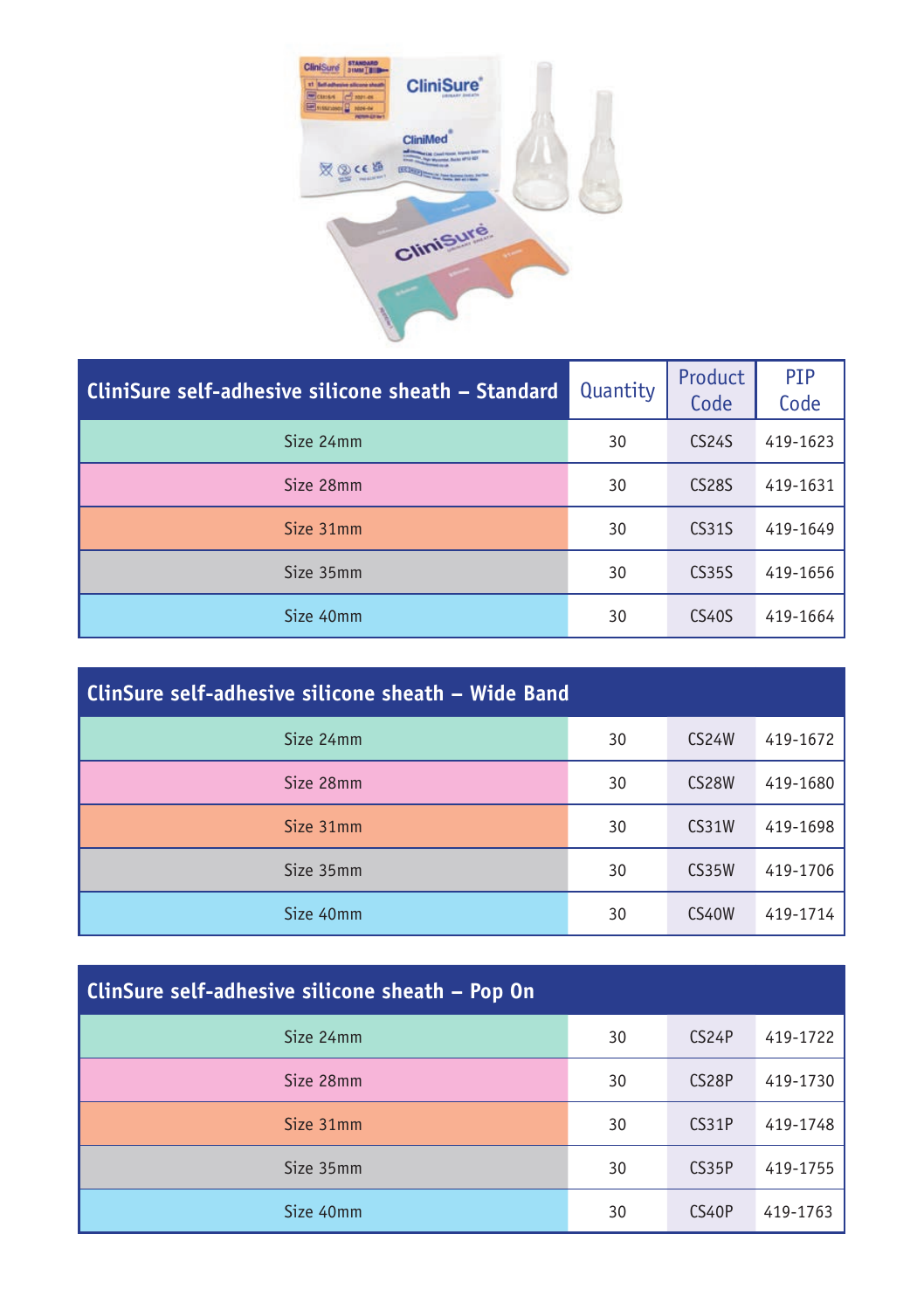| CliniSure self-adhesive silicone sheath – Standard | Quantity | Product Code | PIP Code |
|---|---|---|---|
| Size 24mm | 30 | CS24S | 419-1623 |
| Size 28mm | 30 | CS28S | 419-1631 |
| Size 31mm | 30 | CS31S | 419-1649 |
| Size 35mm | 30 | CS35S | 419-1656 |
| Size 40mm | 30 | CS40S | 419-1664 |

| ClinSure self-adhesive silicone sheath – Wide Band | | | |
|---|---|---|---|
| Size 24mm | 30 | CS24W | 419-1672 |
| Size 28mm | 30 | CS28W | 419-1680 |
| Size 31mm | 30 | CS31W | 419-1698 |
| Size 35mm | 30 | CS35W | 419-1706 |
| Size 40mm | 30 | CS40W | 419-1714 |

| ClinSure self-adhesive silicone sheath – Pop On | | | |
|---|---|---|---|
| Size 24mm | 30 | CS24P | 419-1722 |
| Size 28mm | 30 | CS28P | 419-1730 |
| Size 31mm | 30 | CS31P | 419-1748 |
| Size 35mm | 30 | CS35P | 419-1755 |
| Size 40mm | 30 | CS40P | 419-1763 |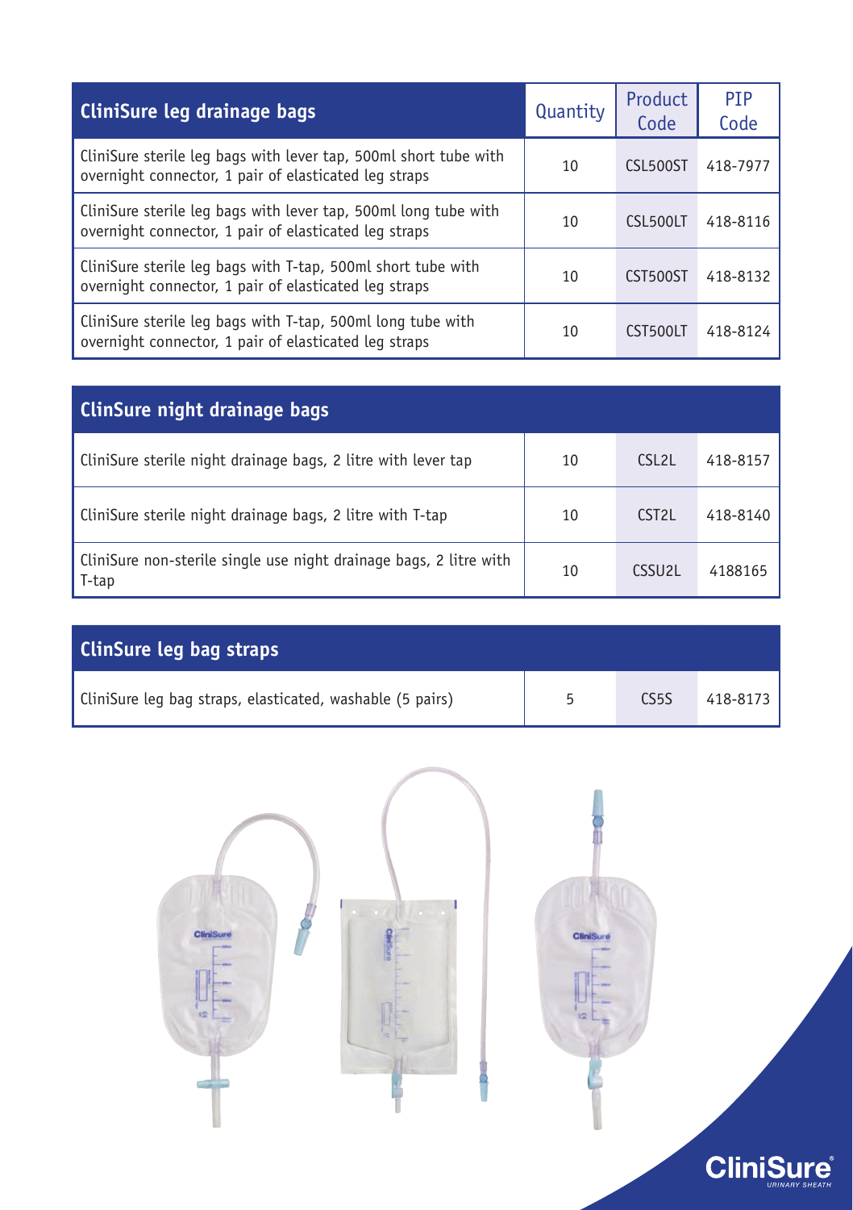| CliniSure leg drainage bags | Quantity | Product Code | PIP Code |
|---|---|---|---|
| CliniSure sterile leg bags with lever tap, 500ml short tube with overnight connector, 1 pair of elasticated leg straps | 10 | CSL500ST | 418-7977 |
| CliniSure sterile leg bags with lever tap, 500ml long tube with overnight connector, 1 pair of elasticated leg straps | 10 | CSL500LT | 418-8116 |
| CliniSure sterile leg bags with T-tap, 500ml short tube with overnight connector, 1 pair of elasticated leg straps | 10 | CST500ST | 418-8132 |
| CliniSure sterile leg bags with T-tap, 500ml long tube with overnight connector, 1 pair of elasticated leg straps | 10 | CST500LT | 418-8124 |

| ClinSure night drainage bags | | | |
|---|---|---|---|
| CliniSure sterile night drainage bags, 2 litre with lever tap | 10 | CSL2L | 418-8157 |
| CliniSure sterile night drainage bags, 2 litre with T-tap | 10 | CST2L | 418-8140 |
| CliniSure non-sterile single use night drainage bags, 2 litre with T-tap | 10 | CSSU2L | 4188165 |

| ClinSure leg bag straps | | | |
|---|---|---|---|
| CliniSure leg bag straps, elasticated, washable (5 pairs) | 5 | CS5S | 418-8173 |

CliniSure®
URINARY SHEATH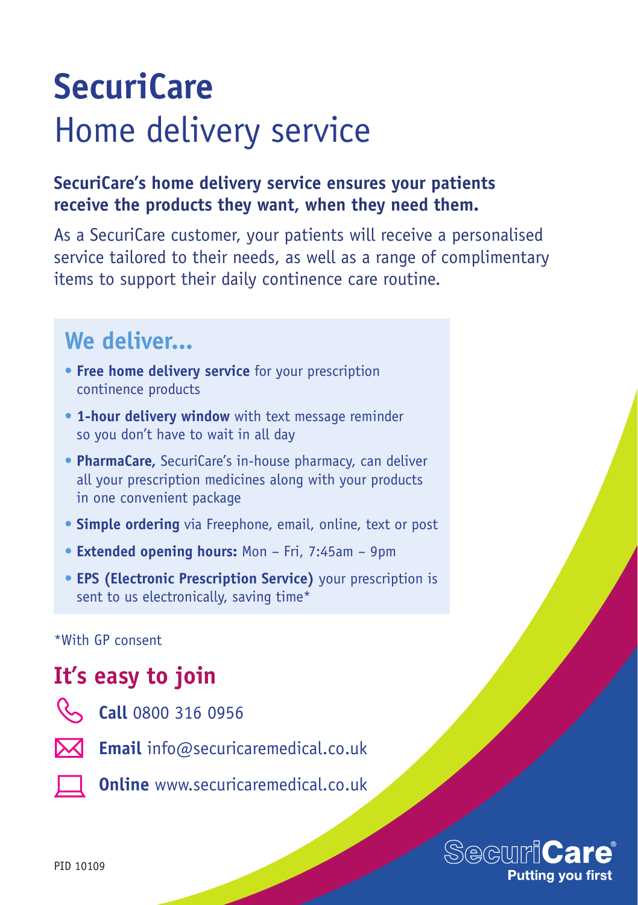# SecuriCare

## Home delivery service

**SecuriCare's home delivery service ensures your patients receive the products they want, when they need them.**

As a SecuriCare customer, your patients will receive a personalised service tailored to their needs, as well as a range of complimentary items to support their daily continence care routine.

## We deliver...

- **Free home delivery service** for your prescription continence products
- **1-hour delivery window** with text message reminder so you don't have to wait in all day
- **PharmaCare,** SecuriCare's in-house pharmacy, can deliver all your prescription medicines along with your products in one convenient package
- **Simple ordering** via Freephone, email, online, text or post
- **Extended opening hours:** Mon – Fri, 7:45am – 9pm
- **EPS (Electronic Prescription Service)** your prescription is sent to us electronically, saving time*

*With GP consent

## It's easy to join

**Call** 0800 316 0956

**Email** info@securicaremedical.co.uk

**Online** www.securicaremedical.co.uk

PID 10109

SecuriCare®
Putting you first